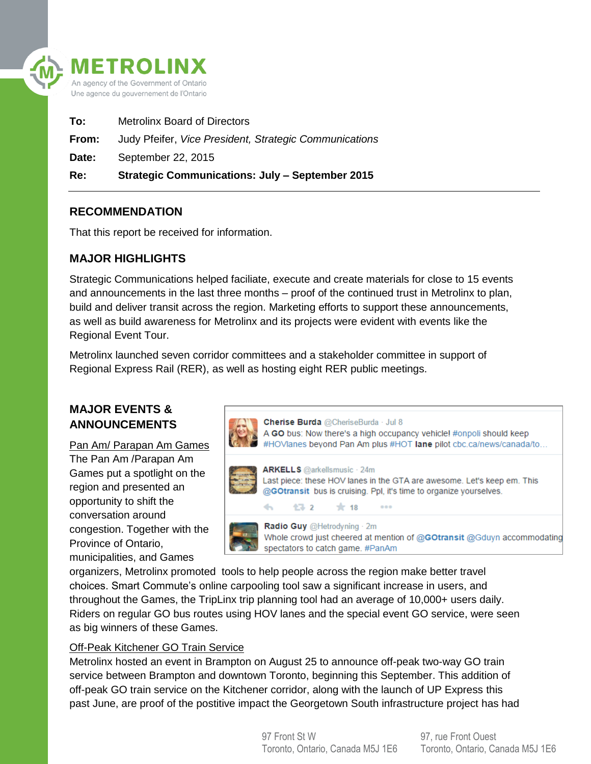**METROLINX**

An agency of the Government of Ontario
Une agence du gouvernement de l'Ontario

| | |
|---|---|
| **To:** | Metrolinx Board of Directors |
| **From:** | Judy Pfeifer, *Vice President, Strategic Communications* |
| **Date:** | September 22, 2015 |
| **Re:** | **Strategic Communications: July – September 2015** |

## RECOMMENDATION

That this report be received for information.

## MAJOR HIGHLIGHTS

Strategic Communications helped faciliate, execute and create materials for close to 15 events and announcements in the last three months – proof of the continued trust in Metrolinx to plan, build and deliver transit across the region. Marketing efforts to support these announcements, as well as build awareness for Metrolinx and its projects were evident with events like the Regional Event Tour.

Metrolinx launched seven corridor committees and a stakeholder committee in support of Regional Express Rail (RER), as well as hosting eight RER public meetings.

## MAJOR EVENTS & ANNOUNCEMENTS

Cherise Burda @CheriseBurda · Jul 8
A **GO** bus: Now there's a high occupancy vehicle! #onpoli should keep #HOVlanes beyond Pan Am plus #HOT **lane** pilot cbc.ca/news/canada/to…

ARKELLS @arkellsmusic · 24m
Last piece: these HOV lanes in the GTA are awesome. Let's keep em. This @GOtransit bus is cruising. Ppl, it's time to organize yourselves.
2 18

Radio Guy @Hetrodyning · 2m
Whole crowd just cheered at mention of @GOtransit @Gduyn accommodating spectators to catch game. #PanAm

Pan Am/ Parapan Am Games

The Pan Am /Parapan Am Games put a spotlight on the region and presented an opportunity to shift the conversation around congestion. Together with the Province of Ontario, municipalities, and Games organizers, Metrolinx promoted tools to help people across the region make better travel choices. Smart Commute's online carpooling tool saw a significant increase in users, and throughout the Games, the TripLinx trip planning tool had an average of 10,000+ users daily. Riders on regular GO bus routes using HOV lanes and the special event GO service, were seen as big winners of these Games.

Off-Peak Kitchener GO Train Service

Metrolinx hosted an event in Brampton on August 25 to announce off-peak two-way GO train service between Brampton and downtown Toronto, beginning this September. This addition of off-peak GO train service on the Kitchener corridor, along with the launch of UP Express this past June, are proof of the postitive impact the Georgetown South infrastructure project has had

97 Front St W
Toronto, Ontario, Canada M5J 1E6

97, rue Front Ouest
Toronto, Ontario, Canada M5J 1E6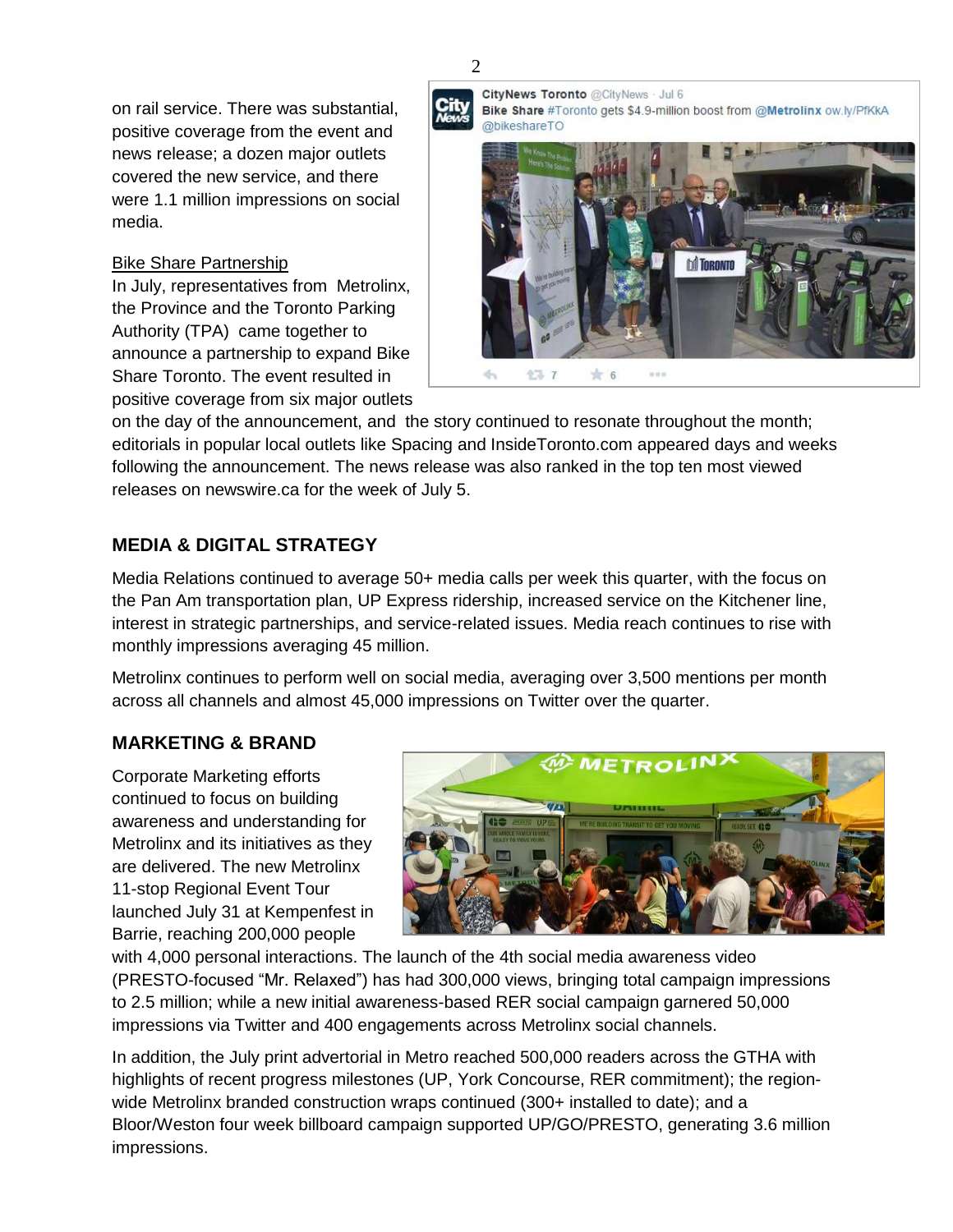on rail service. There was substantial, positive coverage from the event and news release; a dozen major outlets covered the new service, and there were 1.1 million impressions on social media.

Bike Share Partnership

In July, representatives from Metrolinx, the Province and the Toronto Parking Authority (TPA) came together to announce a partnership to expand Bike Share Toronto. The event resulted in positive coverage from six major outlets on the day of the announcement, and the story continued to resonate throughout the month; editorials in popular local outlets like Spacing and InsideToronto.com appeared days and weeks following the announcement. The news release was also ranked in the top ten most viewed releases on newswire.ca for the week of July 5.

## MEDIA & DIGITAL STRATEGY

Media Relations continued to average 50+ media calls per week this quarter, with the focus on the Pan Am transportation plan, UP Express ridership, increased service on the Kitchener line, interest in strategic partnerships, and service-related issues. Media reach continues to rise with monthly impressions averaging 45 million.

Metrolinx continues to perform well on social media, averaging over 3,500 mentions per month across all channels and almost 45,000 impressions on Twitter over the quarter.

## MARKETING & BRAND

Corporate Marketing efforts continued to focus on building awareness and understanding for Metrolinx and its initiatives as they are delivered. The new Metrolinx 11-stop Regional Event Tour launched July 31 at Kempenfest in Barrie, reaching 200,000 people with 4,000 personal interactions. The launch of the 4th social media awareness video (PRESTO-focused "Mr. Relaxed") has had 300,000 views, bringing total campaign impressions to 2.5 million; while a new initial awareness-based RER social campaign garnered 50,000 impressions via Twitter and 400 engagements across Metrolinx social channels.

In addition, the July print advertorial in Metro reached 500,000 readers across the GTHA with highlights of recent progress milestones (UP, York Concourse, RER commitment); the region-wide Metrolinx branded construction wraps continued (300+ installed to date); and a Bloor/Weston four week billboard campaign supported UP/GO/PRESTO, generating 3.6 million impressions.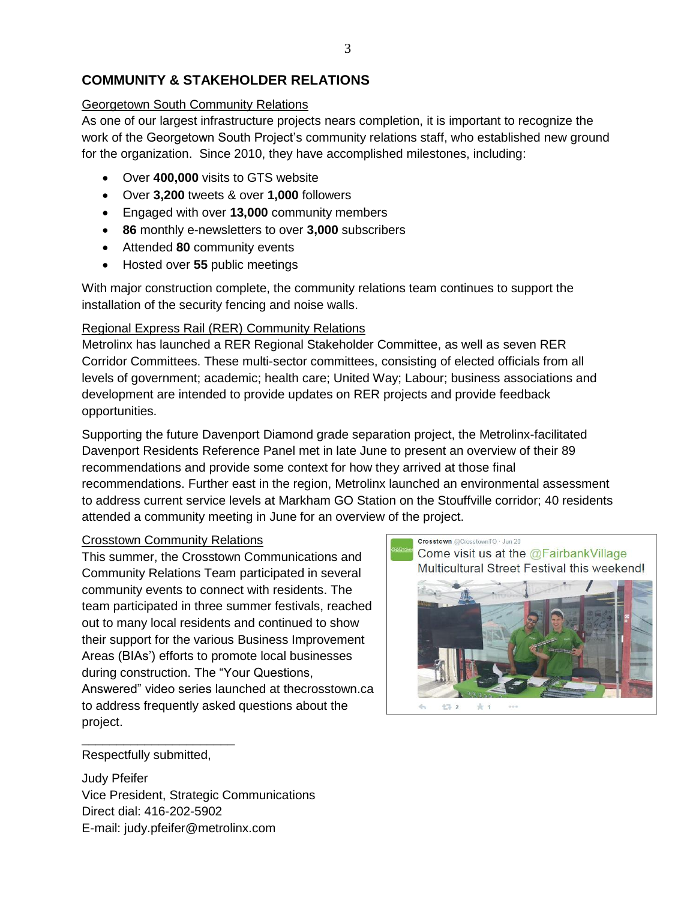## COMMUNITY & STAKEHOLDER RELATIONS

Georgetown South Community Relations

As one of our largest infrastructure projects nears completion, it is important to recognize the work of the Georgetown South Project's community relations staff, who established new ground for the organization. Since 2010, they have accomplished milestones, including:

- Over **400,000** visits to GTS website
- Over **3,200** tweets & over **1,000** followers
- Engaged with over **13,000** community members
- **86** monthly e-newsletters to over **3,000** subscribers
- Attended **80** community events
- Hosted over **55** public meetings

With major construction complete, the community relations team continues to support the installation of the security fencing and noise walls.

Regional Express Rail (RER) Community Relations

Metrolinx has launched a RER Regional Stakeholder Committee, as well as seven RER Corridor Committees. These multi-sector committees, consisting of elected officials from all levels of government; academic; health care; United Way; Labour; business associations and development are intended to provide updates on RER projects and provide feedback opportunities.

Supporting the future Davenport Diamond grade separation project, the Metrolinx-facilitated Davenport Residents Reference Panel met in late June to present an overview of their 89 recommendations and provide some context for how they arrived at those final recommendations. Further east in the region, Metrolinx launched an environmental assessment to address current service levels at Markham GO Station on the Stouffville corridor; 40 residents attended a community meeting in June for an overview of the project.

Crosstown Community Relations

This summer, the Crosstown Communications and Community Relations Team participated in several community events to connect with residents. The team participated in three summer festivals, reached out to many local residents and continued to show their support for the various Business Improvement Areas (BIAs') efforts to promote local businesses during construction. The "Your Questions, Answered" video series launched at thecrosstown.ca to address frequently asked questions about the project.

Crosstown @CrosstownTO · Jun 20
Come visit us at the @FairbankVillage Multicultural Street Festival this weekend!

\_\_\_\_\_\_\_\_\_\_\_\_\_\_\_\_\_\_\_\_\_\_\_\_

Respectfully submitted,

Judy Pfeifer
Vice President, Strategic Communications
Direct dial: 416-202-5902
E-mail: judy.pfeifer@metrolinx.com